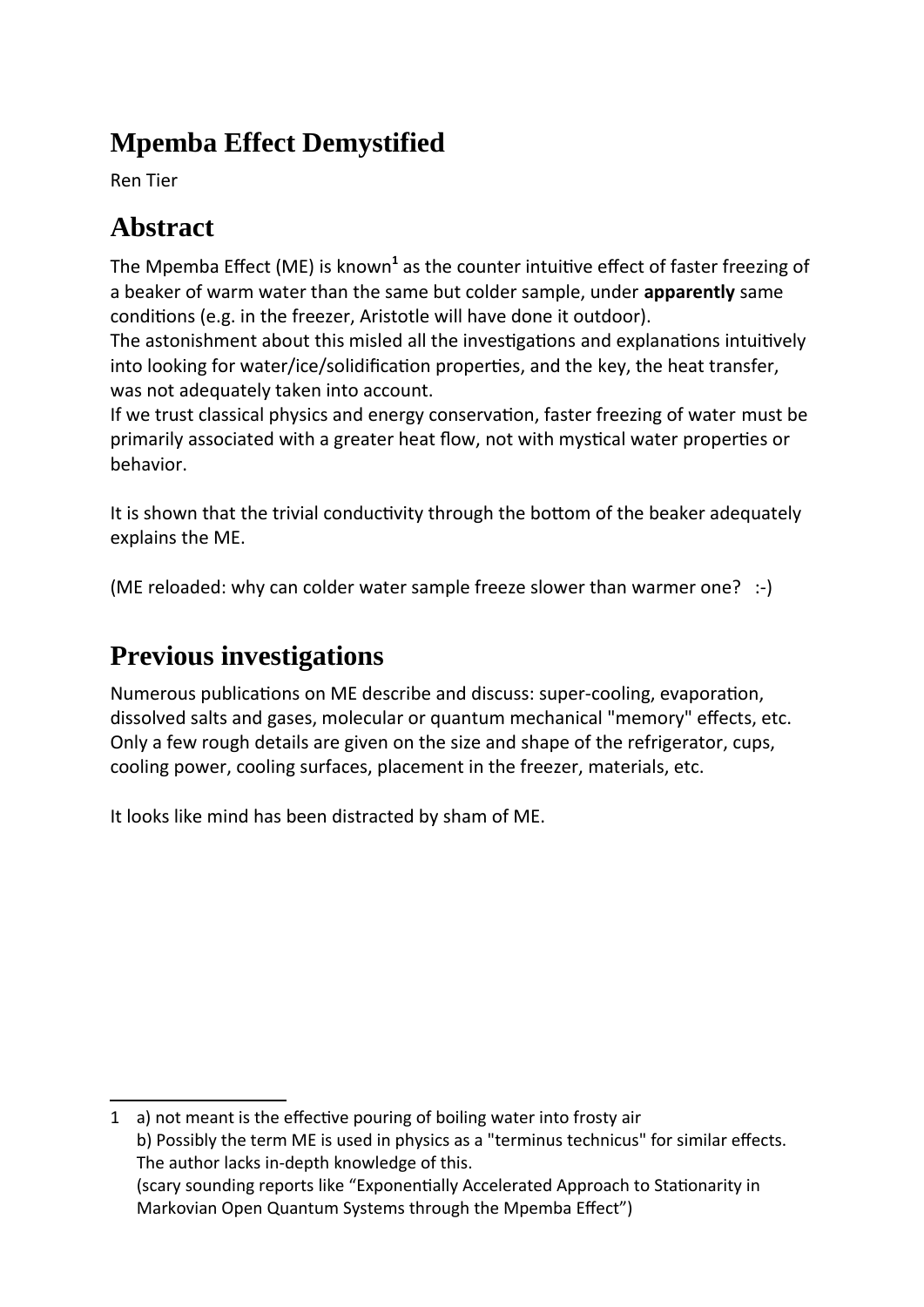# Mpemba Effect Demystified

Ren Tier

## Abstract

The Mpemba Effect (ME) is known[1] as the counter intuitive effect of faster freezing of a beaker of warm water than the same but colder sample, under **apparently** same conditions (e.g. in the freezer, Aristotle will have done it outdoor).
The astonishment about this misled all the investigations and explanations intuitively into looking for water/ice/solidification properties, and the key, the heat transfer, was not adequately taken into account.
If we trust classical physics and energy conservation, faster freezing of water must be primarily associated with a greater heat flow, not with mystical water properties or behavior.

It is shown that the trivial conductivity through the bottom of the beaker adequately explains the ME.

(ME reloaded: why can colder water sample freeze slower than warmer one? :-)

## Previous investigations

Numerous publications on ME describe and discuss: super-cooling, evaporation, dissolved salts and gases, molecular or quantum mechanical "memory" effects, etc. Only a few rough details are given on the size and shape of the refrigerator, cups, cooling power, cooling surfaces, placement in the freezer, materials, etc.

It looks like mind has been distracted by sham of ME.

---

1 a) not meant is the effective pouring of boiling water into frosty air
b) Possibly the term ME is used in physics as a "terminus technicus" for similar effects. The author lacks in-depth knowledge of this.
(scary sounding reports like “Exponentially Accelerated Approach to Stationarity in Markovian Open Quantum Systems through the Mpemba Effect”)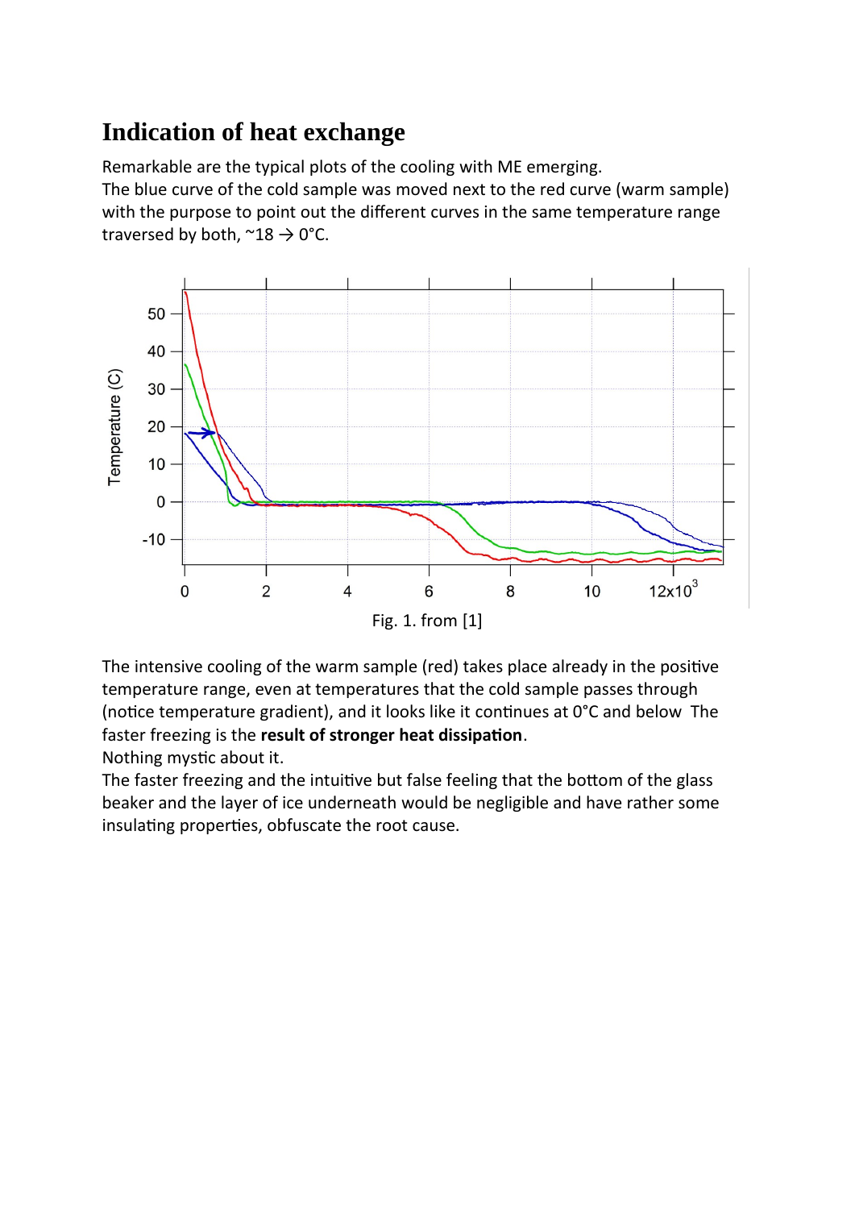# Indication of heat exchange

Remarkable are the typical plots of the cooling with ME emerging.
The blue curve of the cold sample was moved next to the red curve (warm sample) with the purpose to point out the different curves in the same temperature range traversed by both, ~18 → 0°C.

Fig. 1. from [1]

The intensive cooling of the warm sample (red) takes place already in the positive temperature range, even at temperatures that the cold sample passes through (notice temperature gradient), and it looks like it continues at 0°C and below The faster freezing is the **result of stronger heat dissipation**.
Nothing mystic about it.
The faster freezing and the intuitive but false feeling that the bottom of the glass beaker and the layer of ice underneath would be negligible and have rather some insulating properties, obfuscate the root cause.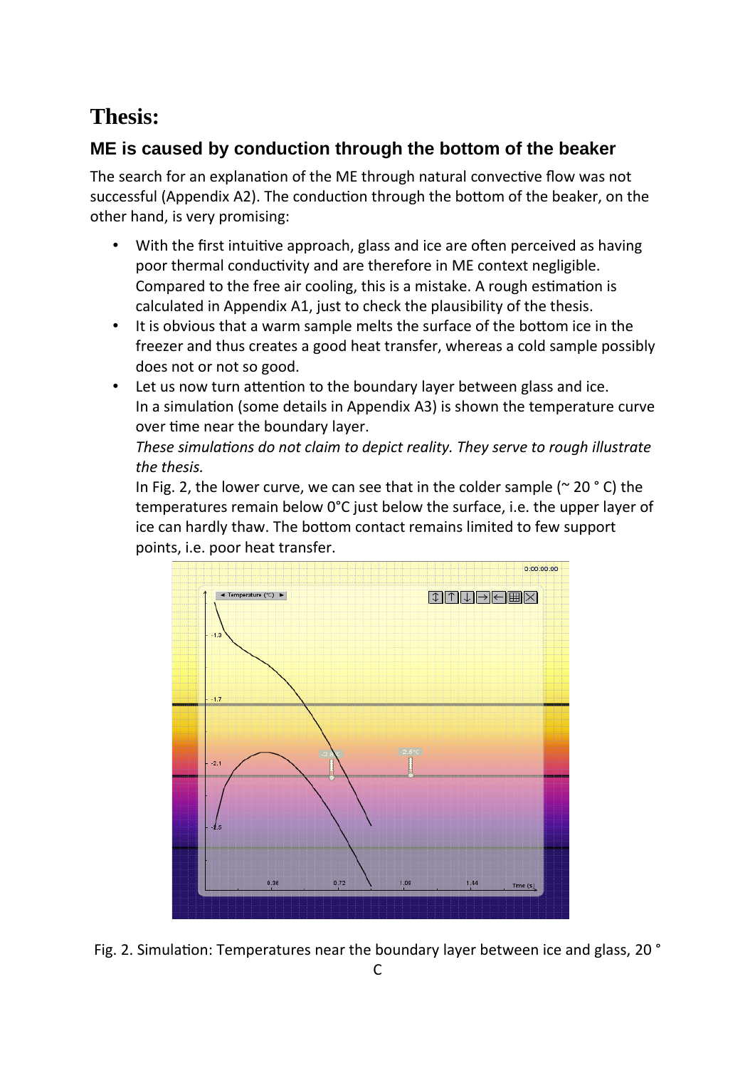# Thesis:

## ME is caused by conduction through the bottom of the beaker

The search for an explanation of the ME through natural convective flow was not successful (Appendix A2). The conduction through the bottom of the beaker, on the other hand, is very promising:

- With the first intuitive approach, glass and ice are often perceived as having poor thermal conductivity and are therefore in ME context negligible. Compared to the free air cooling, this is a mistake. A rough estimation is calculated in Appendix A1, just to check the plausibility of the thesis.
- It is obvious that a warm sample melts the surface of the bottom ice in the freezer and thus creates a good heat transfer, whereas a cold sample possibly does not or not so good.
- Let us now turn attention to the boundary layer between glass and ice.
  In a simulation (some details in Appendix A3) is shown the temperature curve over time near the boundary layer.
  *These simulations do not claim to depict reality. They serve to rough illustrate the thesis.*
  In Fig. 2, the lower curve, we can see that in the colder sample (~ 20 ° C) the temperatures remain below 0°C just below the surface, i.e. the upper layer of ice can hardly thaw. The bottom contact remains limited to few support points, i.e. poor heat transfer.

Fig. 2. Simulation: Temperatures near the boundary layer between ice and glass, 20 ° C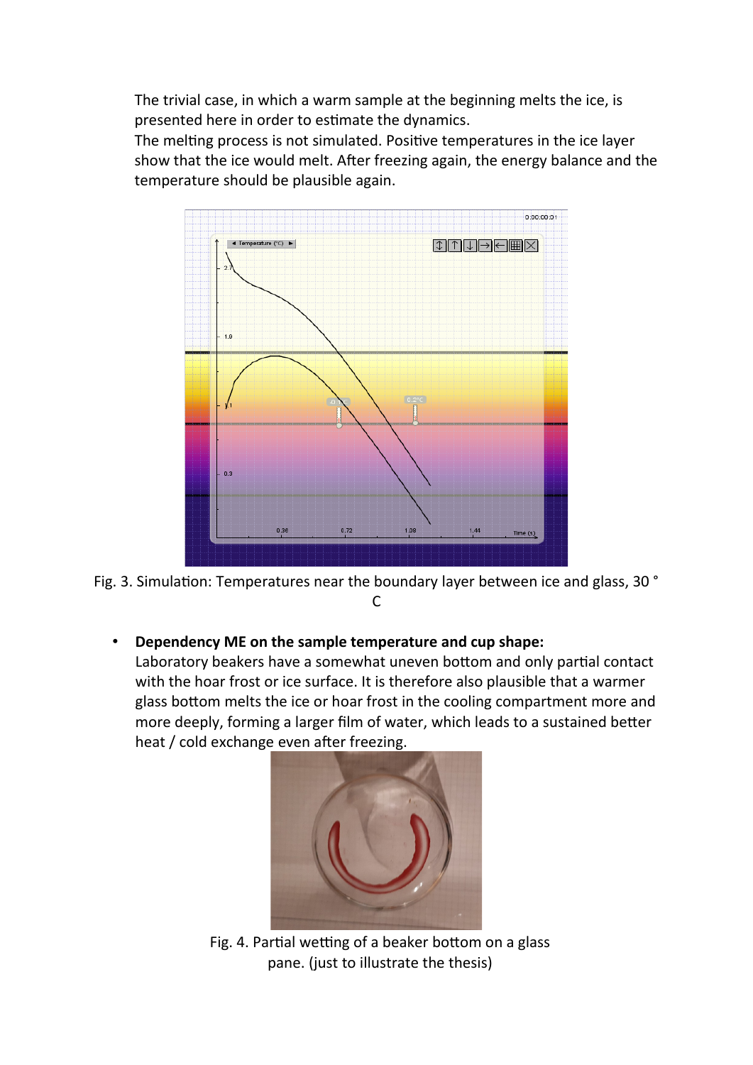The trivial case, in which a warm sample at the beginning melts the ice, is presented here in order to estimate the dynamics.
The melting process is not simulated. Positive temperatures in the ice layer show that the ice would melt. After freezing again, the energy balance and the temperature should be plausible again.

Fig. 3. Simulation: Temperatures near the boundary layer between ice and glass, 30 ° C

- **Dependency ME on the sample temperature and cup shape:**
  Laboratory beakers have a somewhat uneven bottom and only partial contact with the hoar frost or ice surface. It is therefore also plausible that a warmer glass bottom melts the ice or hoar frost in the cooling compartment more and more deeply, forming a larger film of water, which leads to a sustained better heat / cold exchange even after freezing.

Fig. 4. Partial wetting of a beaker bottom on a glass pane. (just to illustrate the thesis)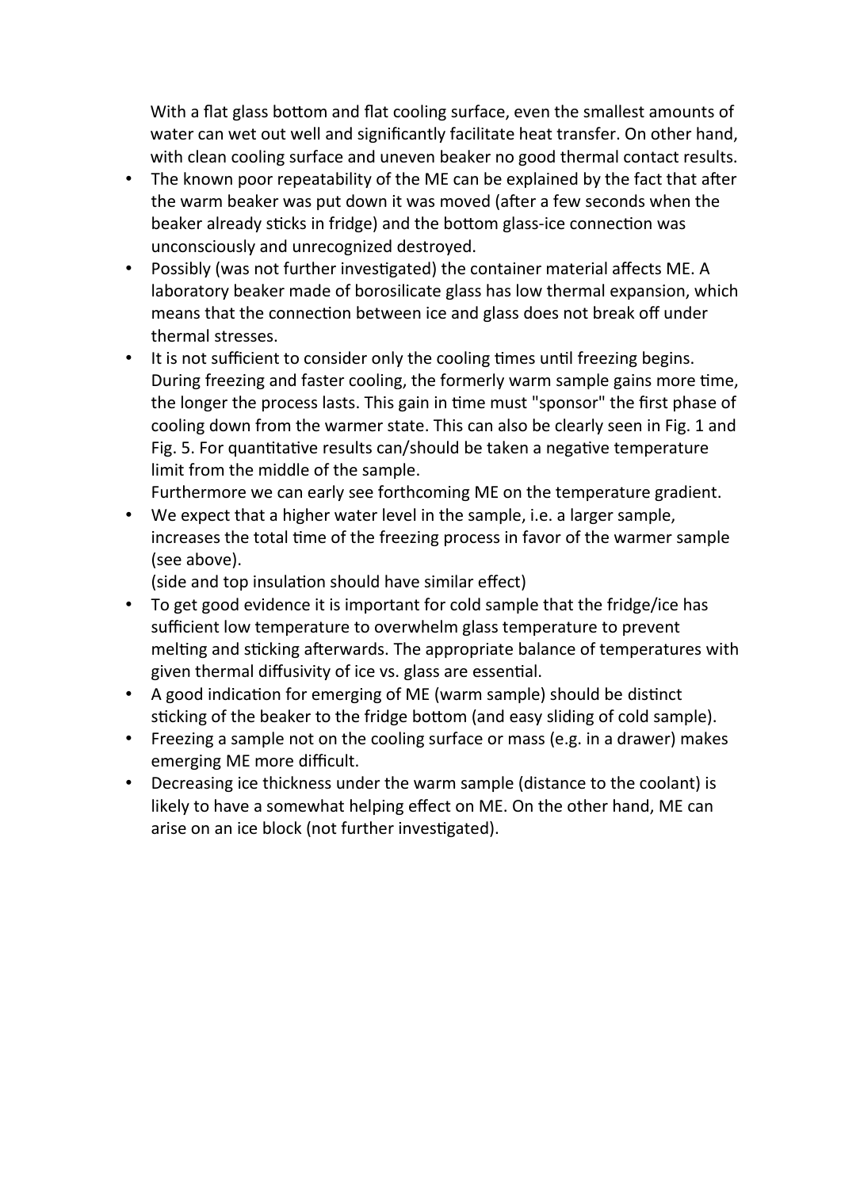With a flat glass bottom and flat cooling surface, even the smallest amounts of water can wet out well and significantly facilitate heat transfer. On other hand, with clean cooling surface and uneven beaker no good thermal contact results.

- The known poor repeatability of the ME can be explained by the fact that after the warm beaker was put down it was moved (after a few seconds when the beaker already sticks in fridge) and the bottom glass-ice connection was unconsciously and unrecognized destroyed.
- Possibly (was not further investigated) the container material affects ME. A laboratory beaker made of borosilicate glass has low thermal expansion, which means that the connection between ice and glass does not break off under thermal stresses.
- It is not sufficient to consider only the cooling times until freezing begins. During freezing and faster cooling, the formerly warm sample gains more time, the longer the process lasts. This gain in time must "sponsor" the first phase of cooling down from the warmer state. This can also be clearly seen in Fig. 1 and Fig. 5. For quantitative results can/should be taken a negative temperature limit from the middle of the sample.
  Furthermore we can early see forthcoming ME on the temperature gradient.
- We expect that a higher water level in the sample, i.e. a larger sample, increases the total time of the freezing process in favor of the warmer sample (see above).
  (side and top insulation should have similar effect)
- To get good evidence it is important for cold sample that the fridge/ice has sufficient low temperature to overwhelm glass temperature to prevent melting and sticking afterwards. The appropriate balance of temperatures with given thermal diffusivity of ice vs. glass are essential.
- A good indication for emerging of ME (warm sample) should be distinct sticking of the beaker to the fridge bottom (and easy sliding of cold sample).
- Freezing a sample not on the cooling surface or mass (e.g. in a drawer) makes emerging ME more difficult.
- Decreasing ice thickness under the warm sample (distance to the coolant) is likely to have a somewhat helping effect on ME. On the other hand, ME can arise on an ice block (not further investigated).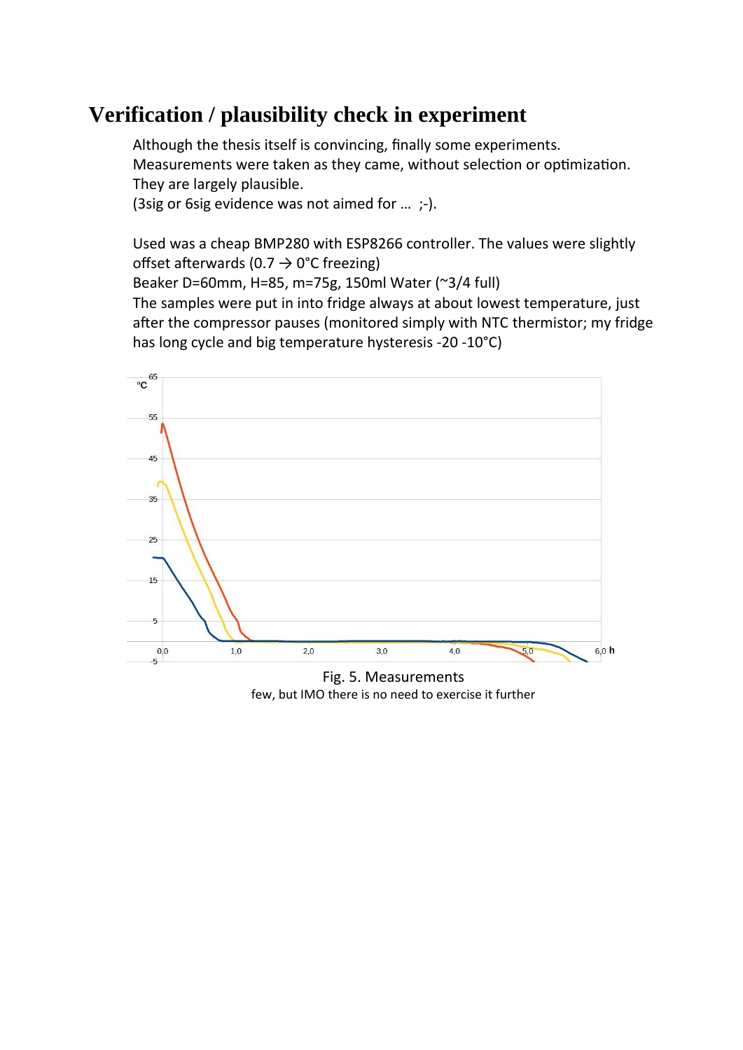# Verification / plausibility check in experiment

Although the thesis itself is convincing, finally some experiments.
Measurements were taken as they came, without selection or optimization.
They are largely plausible.
(3sig or 6sig evidence was not aimed for … ;-).

Used was a cheap BMP280 with ESP8266 controller. The values were slightly offset afterwards (0.7 → 0°C freezing)
Beaker D=60mm, H=85, m=75g, 150ml Water (~3/4 full)
The samples were put in into fridge always at about lowest temperature, just after the compressor pauses (monitored simply with NTC thermistor; my fridge has long cycle and big temperature hysteresis -20 -10°C)

Fig. 5. Measurements
few, but IMO there is no need to exercise it further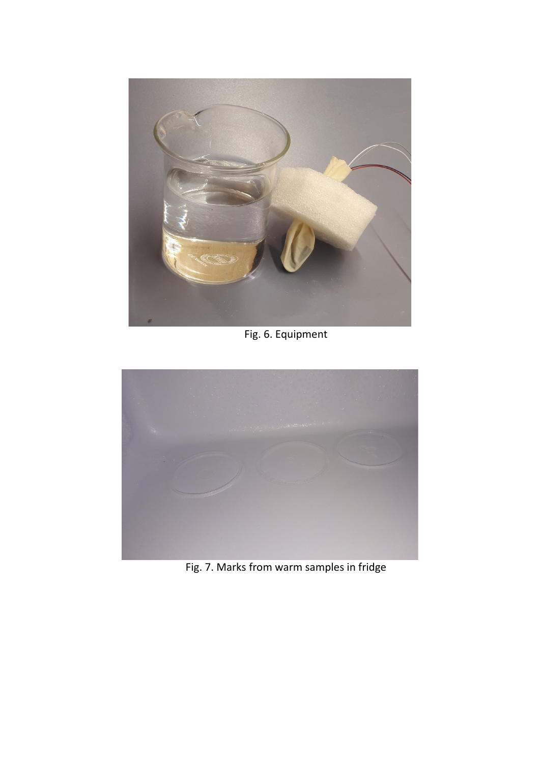Fig. 6. Equipment

Fig. 7. Marks from warm samples in fridge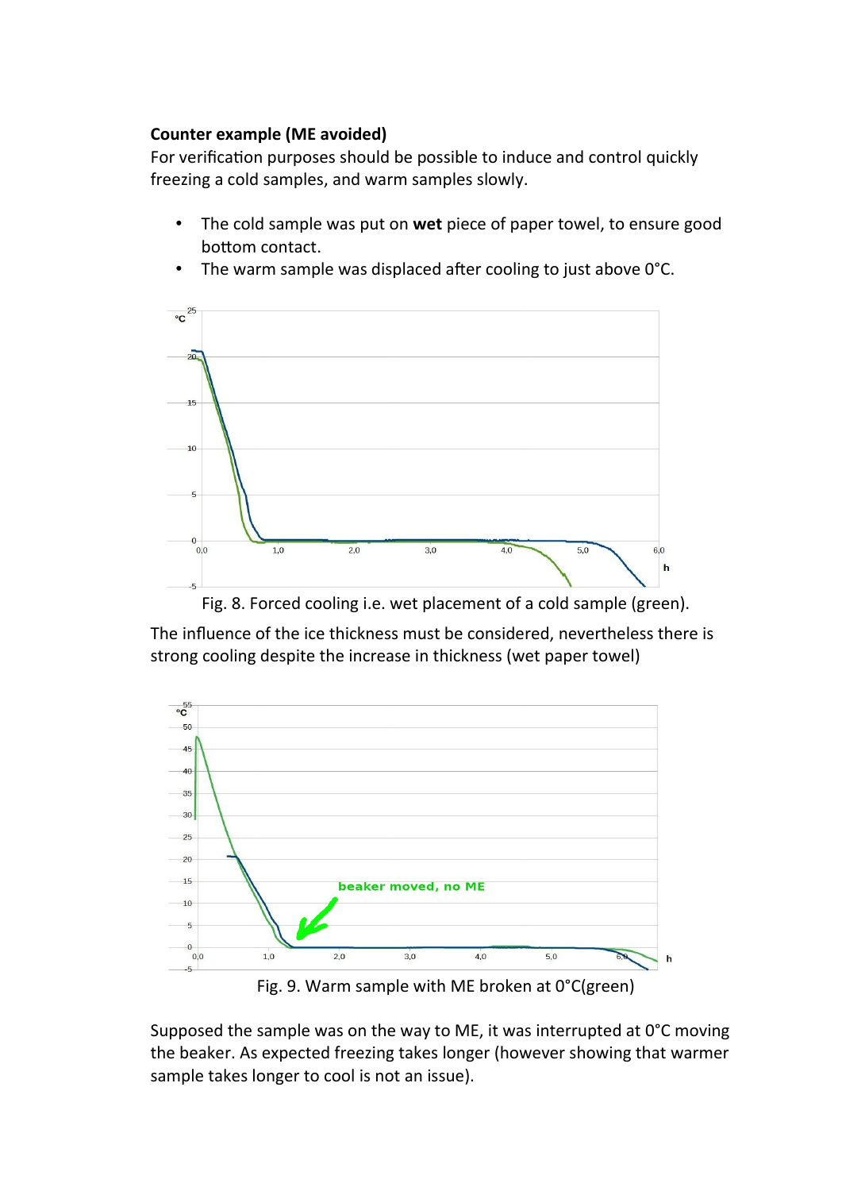**Counter example (ME avoided)**

For verification purposes should be possible to induce and control quickly freezing a cold samples, and warm samples slowly.

- The cold sample was put on **wet** piece of paper towel, to ensure good bottom contact.
- The warm sample was displaced after cooling to just above 0°C.

Fig. 8. Forced cooling i.e. wet placement of a cold sample (green).

The influence of the ice thickness must be considered, nevertheless there is strong cooling despite the increase in thickness (wet paper towel)

Fig. 9. Warm sample with ME broken at 0°C(green)

Supposed the sample was on the way to ME, it was interrupted at 0°C moving the beaker. As expected freezing takes longer (however showing that warmer sample takes longer to cool is not an issue).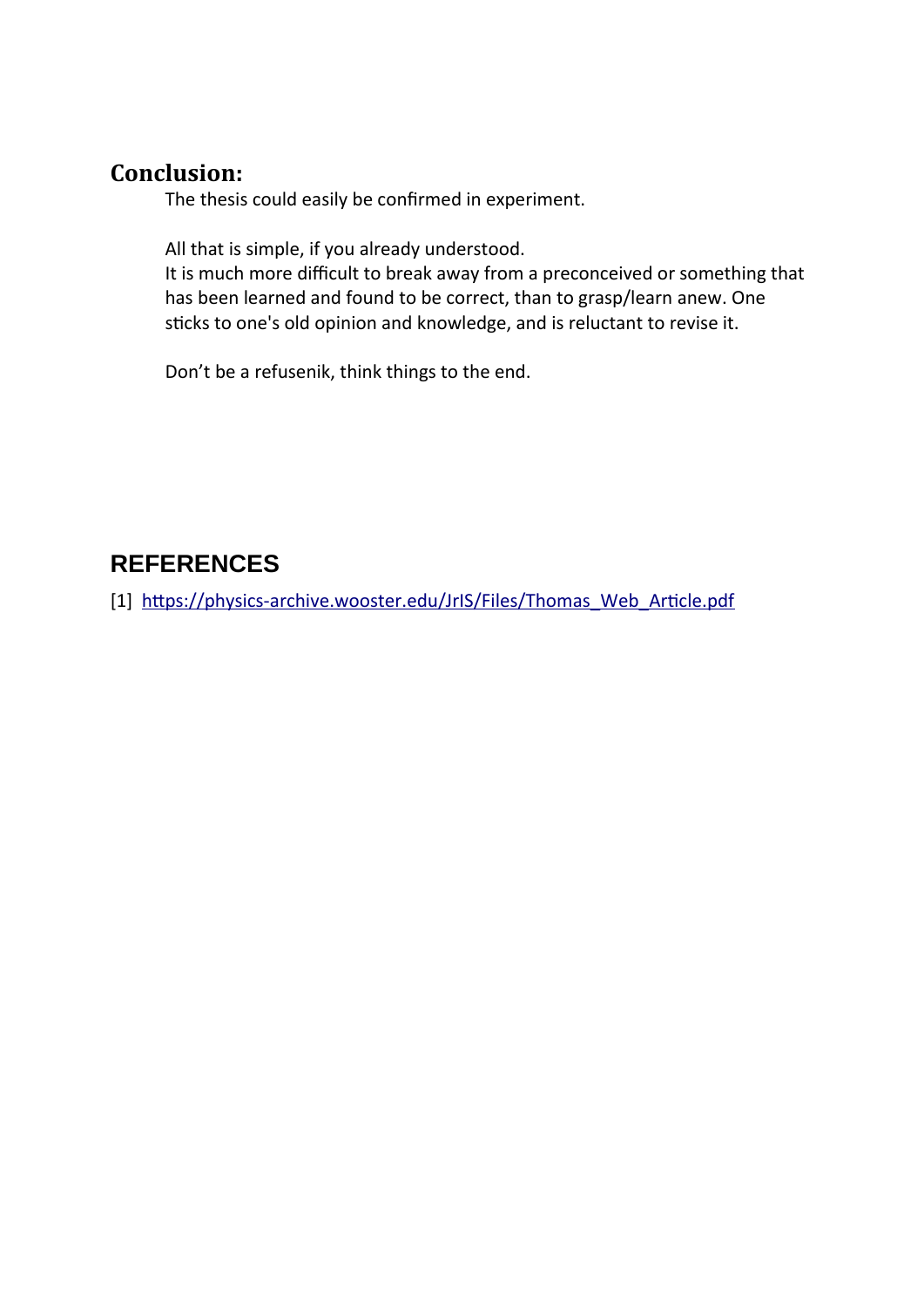## Conclusion:

The thesis could easily be confirmed in experiment.

All that is simple, if you already understood.
It is much more difficult to break away from a preconceived or something that has been learned and found to be correct, than to grasp/learn anew. One sticks to one's old opinion and knowledge, and is reluctant to revise it.

Don't be a refusenik, think things to the end.

## REFERENCES

[1] https://physics-archive.wooster.edu/JrIS/Files/Thomas_Web_Article.pdf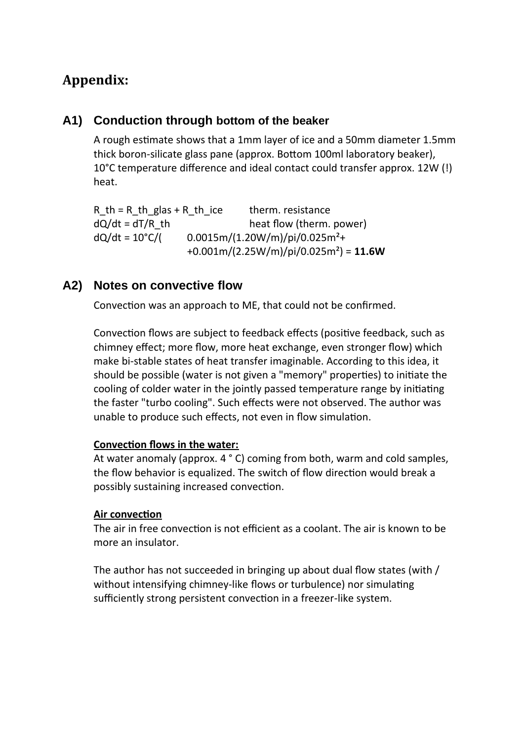# Appendix:

## A1) Conduction through bottom of the beaker

A rough estimate shows that a 1mm layer of ice and a 50mm diameter 1.5mm thick boron-silicate glass pane (approx. Bottom 100ml laboratory beaker), 10°C temperature difference and ideal contact could transfer approx. 12W (!) heat.

$R_{th} = R_{th\_glas} + R_{th\_ice}$ therm. resistance

$dQ/dt = dT/R_{th}$ heat flow (therm. power)

$$dQ/dt = 10°C/\left(0.0015m/(1.20W/m)/\pi/0.025m^2 + 0.001m/(2.25W/m)/\pi/0.025m^2\right) = \mathbf{11.6W}$$

## A2) Notes on convective flow

Convection was an approach to ME, that could not be confirmed.

Convection flows are subject to feedback effects (positive feedback, such as chimney effect; more flow, more heat exchange, even stronger flow) which make bi-stable states of heat transfer imaginable. According to this idea, it should be possible (water is not given a "memory" properties) to initiate the cooling of colder water in the jointly passed temperature range by initiating the faster "turbo cooling". Such effects were not observed. The author was unable to produce such effects, not even in flow simulation.

**Convection flows in the water:**
At water anomaly (approx. 4 ° C) coming from both, warm and cold samples, the flow behavior is equalized. The switch of flow direction would break a possibly sustaining increased convection.

**Air convection**
The air in free convection is not efficient as a coolant. The air is known to be more an insulator.

The author has not succeeded in bringing up about dual flow states (with / without intensifying chimney-like flows or turbulence) nor simulating sufficiently strong persistent convection in a freezer-like system.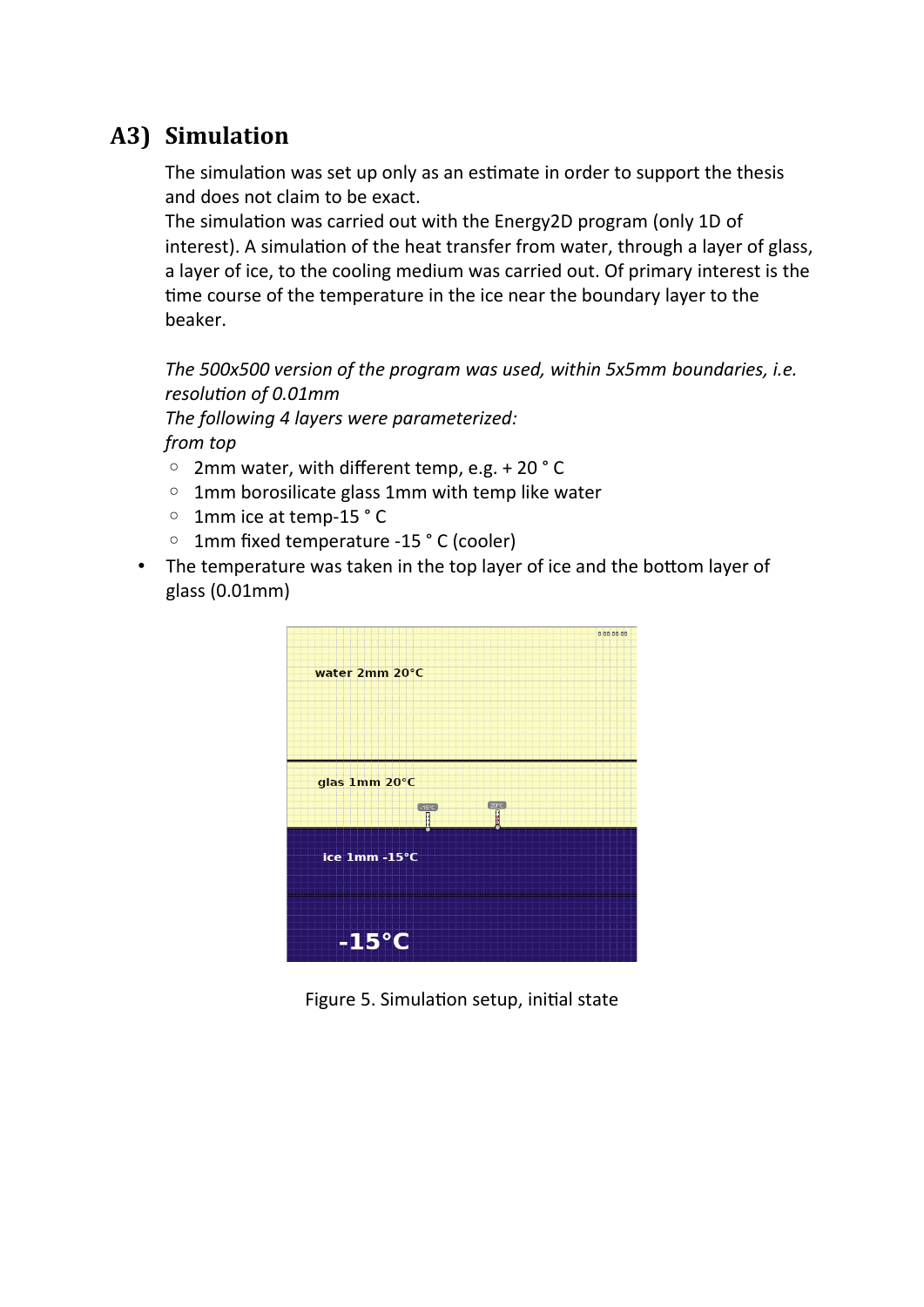## A3) Simulation

The simulation was set up only as an estimate in order to support the thesis and does not claim to be exact.
The simulation was carried out with the Energy2D program (only 1D of interest). A simulation of the heat transfer from water, through a layer of glass, a layer of ice, to the cooling medium was carried out. Of primary interest is the time course of the temperature in the ice near the boundary layer to the beaker.

*The 500x500 version of the program was used, within 5x5mm boundaries, i.e. resolution of 0.01mm*
*The following 4 layers were parameterized:*
*from top*

- 2mm water, with different temp, e.g. + 20 ° C
- 1mm borosilicate glass 1mm with temp like water
- 1mm ice at temp-15 ° C
- 1mm fixed temperature -15 ° C (cooler)

- The temperature was taken in the top layer of ice and the bottom layer of glass (0.01mm)

0:00:00:00
water 2mm 20°C
glas 1mm 20°C
-15°C
20°C
ice 1mm -15°C
-15°C

Figure 5. Simulation setup, initial state